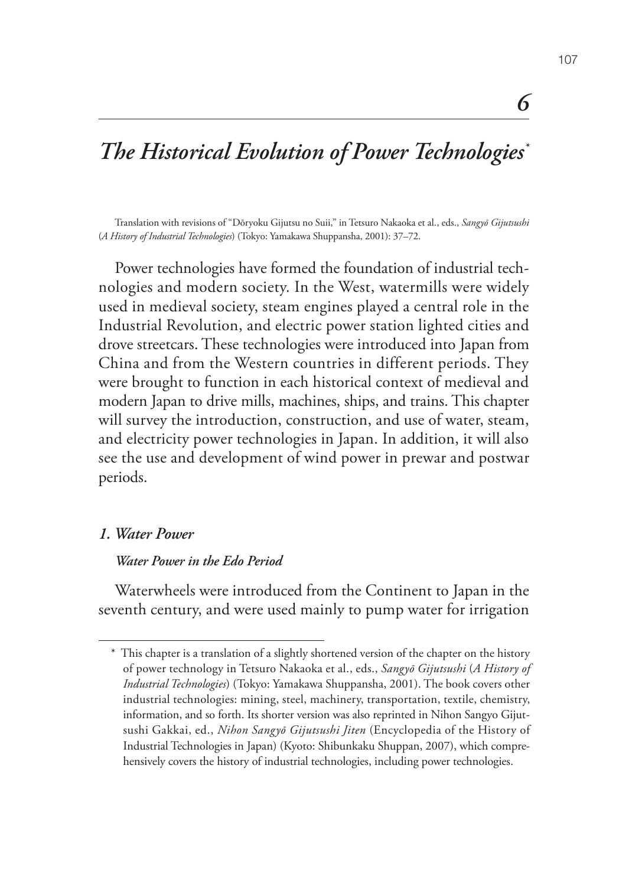# 6

# *The Historical Evolution of Power Technologies*[*]

Translation with revisions of "Dōryoku Gijutsu no Suii," in Tetsuro Nakaoka et al., eds., *Sangyō Gijutsushi* (*A History of Industrial Technologies*) (Tokyo: Yamakawa Shuppansha, 2001): 37–72.

Power technologies have formed the foundation of industrial technologies and modern society. In the West, watermills were widely used in medieval society, steam engines played a central role in the Industrial Revolution, and electric power station lighted cities and drove streetcars. These technologies were introduced into Japan from China and from the Western countries in different periods. They were brought to function in each historical context of medieval and modern Japan to drive mills, machines, ships, and trains. This chapter will survey the introduction, construction, and use of water, steam, and electricity power technologies in Japan. In addition, it will also see the use and development of wind power in prewar and postwar periods.

## *1. Water Power*

### *Water Power in the Edo Period*

Waterwheels were introduced from the Continent to Japan in the seventh century, and were used mainly to pump water for irrigation

---

* This chapter is a translation of a slightly shortened version of the chapter on the history of power technology in Tetsuro Nakaoka et al., eds., *Sangyō Gijutsushi* (*A History of Industrial Technologies*) (Tokyo: Yamakawa Shuppansha, 2001). The book covers other industrial technologies: mining, steel, machinery, transportation, textile, chemistry, information, and so forth. Its shorter version was also reprinted in Nihon Sangyo Gijutsushi Gakkai, ed., *Nihon Sangyō Gijutsushi Jiten* (Encyclopedia of the History of Industrial Technologies in Japan) (Kyoto: Shibunkaku Shuppan, 2007), which comprehensively covers the history of industrial technologies, including power technologies.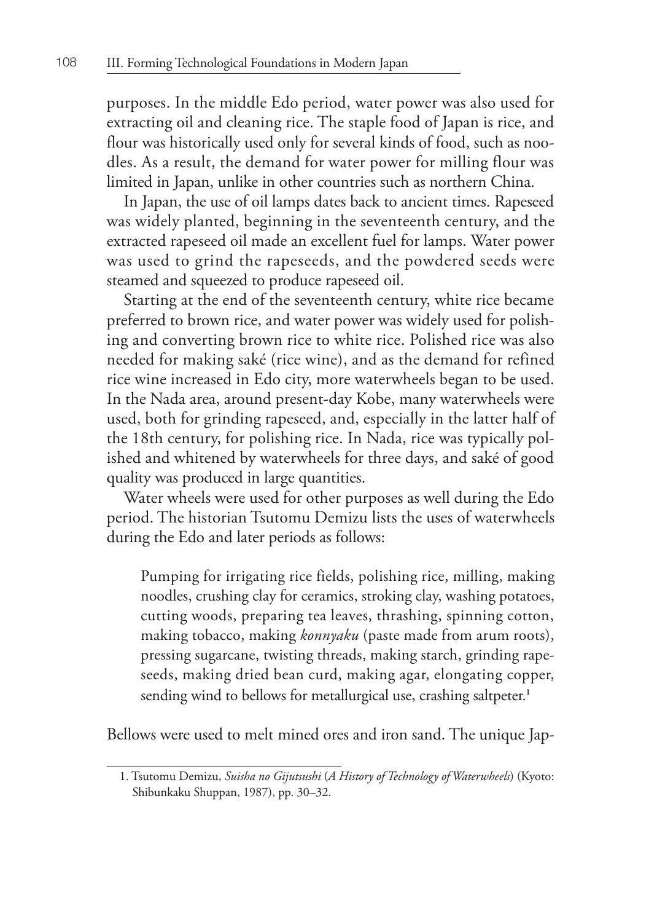purposes. In the middle Edo period, water power was also used for extracting oil and cleaning rice. The staple food of Japan is rice, and flour was historically used only for several kinds of food, such as noodles. As a result, the demand for water power for milling flour was limited in Japan, unlike in other countries such as northern China.

In Japan, the use of oil lamps dates back to ancient times. Rapeseed was widely planted, beginning in the seventeenth century, and the extracted rapeseed oil made an excellent fuel for lamps. Water power was used to grind the rapeseeds, and the powdered seeds were steamed and squeezed to produce rapeseed oil.

Starting at the end of the seventeenth century, white rice became preferred to brown rice, and water power was widely used for polishing and converting brown rice to white rice. Polished rice was also needed for making saké (rice wine), and as the demand for refined rice wine increased in Edo city, more waterwheels began to be used. In the Nada area, around present-day Kobe, many waterwheels were used, both for grinding rapeseed, and, especially in the latter half of the 18th century, for polishing rice. In Nada, rice was typically polished and whitened by waterwheels for three days, and saké of good quality was produced in large quantities.

Water wheels were used for other purposes as well during the Edo period. The historian Tsutomu Demizu lists the uses of waterwheels during the Edo and later periods as follows:

> Pumping for irrigating rice fields, polishing rice, milling, making noodles, crushing clay for ceramics, stroking clay, washing potatoes, cutting woods, preparing tea leaves, thrashing, spinning cotton, making tobacco, making *konnyaku* (paste made from arum roots), pressing sugarcane, twisting threads, making starch, grinding rapeseeds, making dried bean curd, making agar, elongating copper, sending wind to bellows for metallurgical use, crashing saltpeter.[1]

Bellows were used to melt mined ores and iron sand. The unique Jap-

1. Tsutomu Demizu, *Suisha no Gijutsushi* (*A History of Technology of Waterwheels*) (Kyoto: Shibunkaku Shuppan, 1987), pp. 30–32.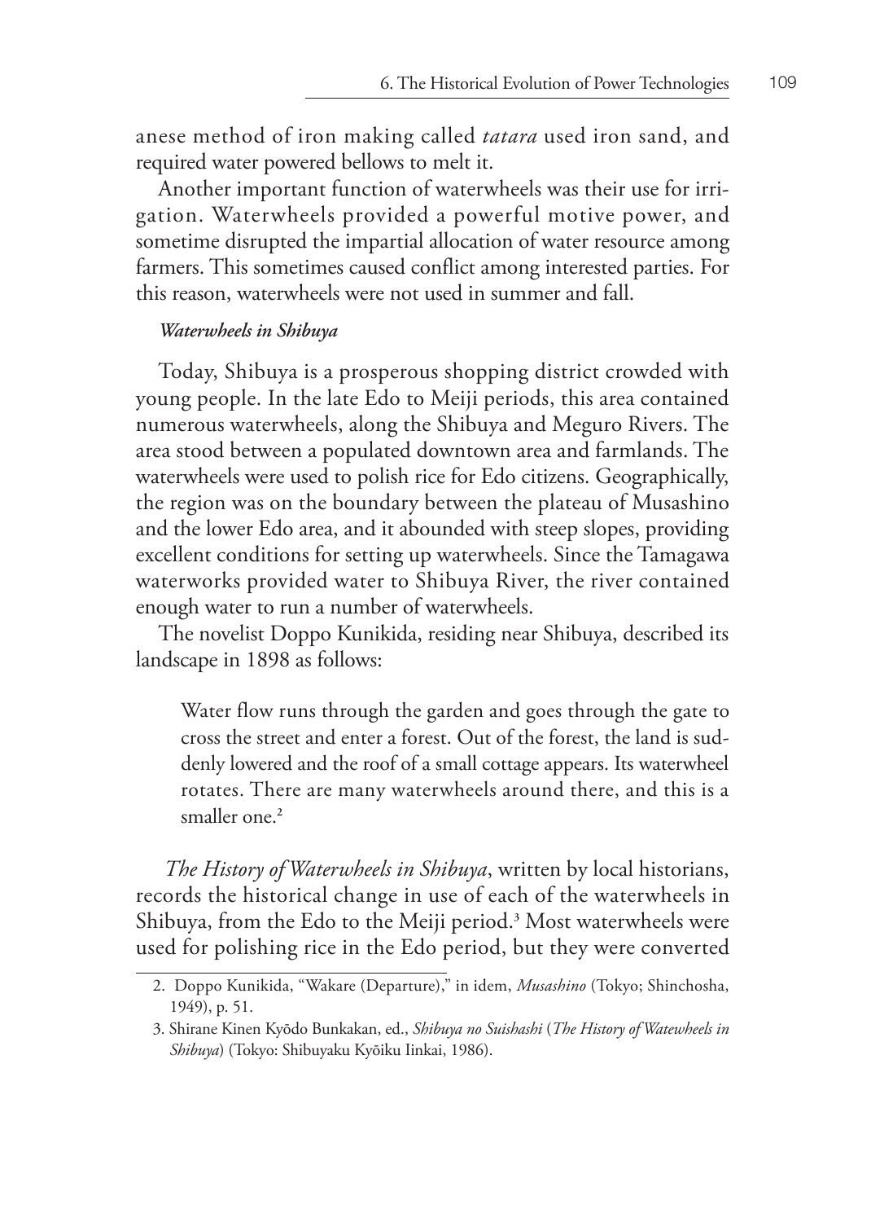anese method of iron making called *tatara* used iron sand, and required water powered bellows to melt it.

Another important function of waterwheels was their use for irrigation. Waterwheels provided a powerful motive power, and sometime disrupted the impartial allocation of water resource among farmers. This sometimes caused conflict among interested parties. For this reason, waterwheels were not used in summer and fall.

### *Waterwheels in Shibuya*

Today, Shibuya is a prosperous shopping district crowded with young people. In the late Edo to Meiji periods, this area contained numerous waterwheels, along the Shibuya and Meguro Rivers. The area stood between a populated downtown area and farmlands. The waterwheels were used to polish rice for Edo citizens. Geographically, the region was on the boundary between the plateau of Musashino and the lower Edo area, and it abounded with steep slopes, providing excellent conditions for setting up waterwheels. Since the Tamagawa waterworks provided water to Shibuya River, the river contained enough water to run a number of waterwheels.

The novelist Doppo Kunikida, residing near Shibuya, described its landscape in 1898 as follows:

> Water flow runs through the garden and goes through the gate to cross the street and enter a forest. Out of the forest, the land is suddenly lowered and the roof of a small cottage appears. Its waterwheel rotates. There are many waterwheels around there, and this is a smaller one.[2]

*The History of Waterwheels in Shibuya*, written by local historians, records the historical change in use of each of the waterwheels in Shibuya, from the Edo to the Meiji period.[3] Most waterwheels were used for polishing rice in the Edo period, but they were converted

---

2. Doppo Kunikida, "Wakare (Departure)," in idem, *Musashino* (Tokyo; Shinchosha, 1949), p. 51.

3. Shirane Kinen Kyōdo Bunkakan, ed., *Shibuya no Suishashi* (*The History of Watewheels in Shibuya*) (Tokyo: Shibuyaku Kyōiku Iinkai, 1986).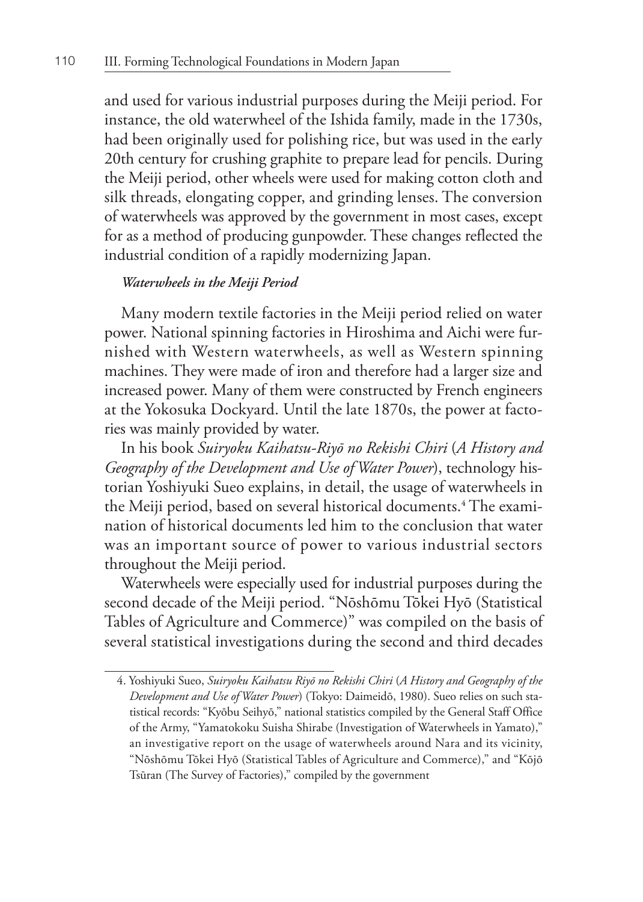and used for various industrial purposes during the Meiji period. For instance, the old waterwheel of the Ishida family, made in the 1730s, had been originally used for polishing rice, but was used in the early 20th century for crushing graphite to prepare lead for pencils. During the Meiji period, other wheels were used for making cotton cloth and silk threads, elongating copper, and grinding lenses. The conversion of waterwheels was approved by the government in most cases, except for as a method of producing gunpowder. These changes reflected the industrial condition of a rapidly modernizing Japan.

***Waterwheels in the Meiji Period***

Many modern textile factories in the Meiji period relied on water power. National spinning factories in Hiroshima and Aichi were furnished with Western waterwheels, as well as Western spinning machines. They were made of iron and therefore had a larger size and increased power. Many of them were constructed by French engineers at the Yokosuka Dockyard. Until the late 1870s, the power at factories was mainly provided by water.

In his book *Suiryoku Kaihatsu-Riyō no Rekishi Chiri* (*A History and Geography of the Development and Use of Water Power*), technology historian Yoshiyuki Sueo explains, in detail, the usage of waterwheels in the Meiji period, based on several historical documents.[4] The examination of historical documents led him to the conclusion that water was an important source of power to various industrial sectors throughout the Meiji period.

Waterwheels were especially used for industrial purposes during the second decade of the Meiji period. "Nōshōmu Tōkei Hyō (Statistical Tables of Agriculture and Commerce)" was compiled on the basis of several statistical investigations during the second and third decades

4. Yoshiyuki Sueo, *Suiryoku Kaihatsu Riyō no Rekishi Chiri* (*A History and Geography of the Development and Use of Water Power*) (Tokyo: Daimeidō, 1980). Sueo relies on such statistical records: "Kyōbu Seihyō," national statistics compiled by the General Staff Office of the Army, "Yamatokoku Suisha Shirabe (Investigation of Waterwheels in Yamato)," an investigative report on the usage of waterwheels around Nara and its vicinity, "Nōshōmu Tōkei Hyō (Statistical Tables of Agriculture and Commerce)," and "Kōjō Tsūran (The Survey of Factories)," compiled by the government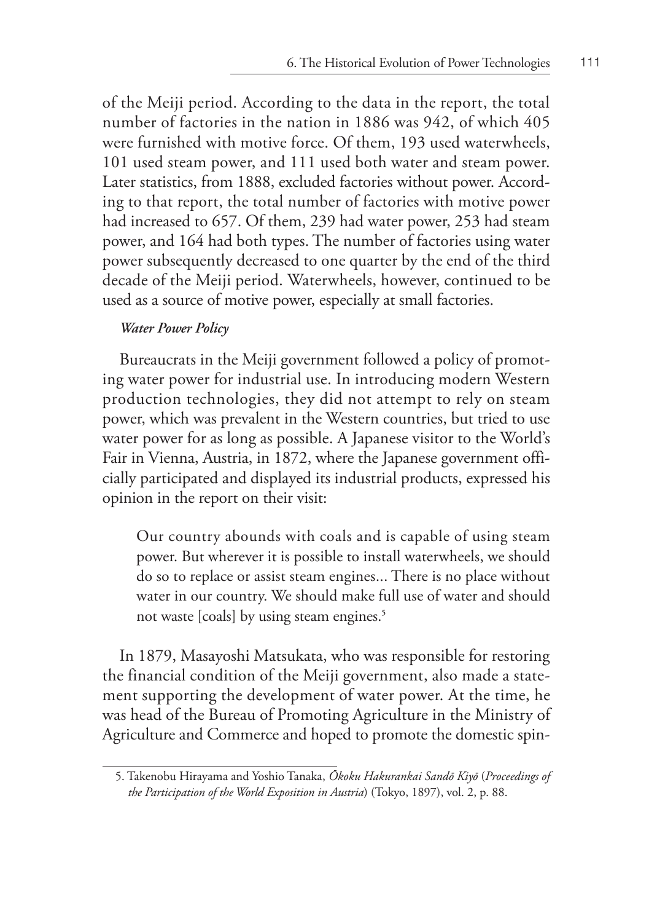of the Meiji period. According to the data in the report, the total number of factories in the nation in 1886 was 942, of which 405 were furnished with motive force. Of them, 193 used waterwheels, 101 used steam power, and 111 used both water and steam power. Later statistics, from 1888, excluded factories without power. According to that report, the total number of factories with motive power had increased to 657. Of them, 239 had water power, 253 had steam power, and 164 had both types. The number of factories using water power subsequently decreased to one quarter by the end of the third decade of the Meiji period. Waterwheels, however, continued to be used as a source of motive power, especially at small factories.

#### *Water Power Policy*

Bureaucrats in the Meiji government followed a policy of promoting water power for industrial use. In introducing modern Western production technologies, they did not attempt to rely on steam power, which was prevalent in the Western countries, but tried to use water power for as long as possible. A Japanese visitor to the World's Fair in Vienna, Austria, in 1872, where the Japanese government officially participated and displayed its industrial products, expressed his opinion in the report on their visit:

> Our country abounds with coals and is capable of using steam power. But wherever it is possible to install waterwheels, we should do so to replace or assist steam engines... There is no place without water in our country. We should make full use of water and should not waste [coals] by using steam engines.[5]

In 1879, Masayoshi Matsukata, who was responsible for restoring the financial condition of the Meiji government, also made a statement supporting the development of water power. At the time, he was head of the Bureau of Promoting Agriculture in the Ministry of Agriculture and Commerce and hoped to promote the domestic spin-

---

5. Takenobu Hirayama and Yoshio Tanaka, *Ōkoku Hakurankai Sandō Kiyō* (*Proceedings of the Participation of the World Exposition in Austria*) (Tokyo, 1897), vol. 2, p. 88.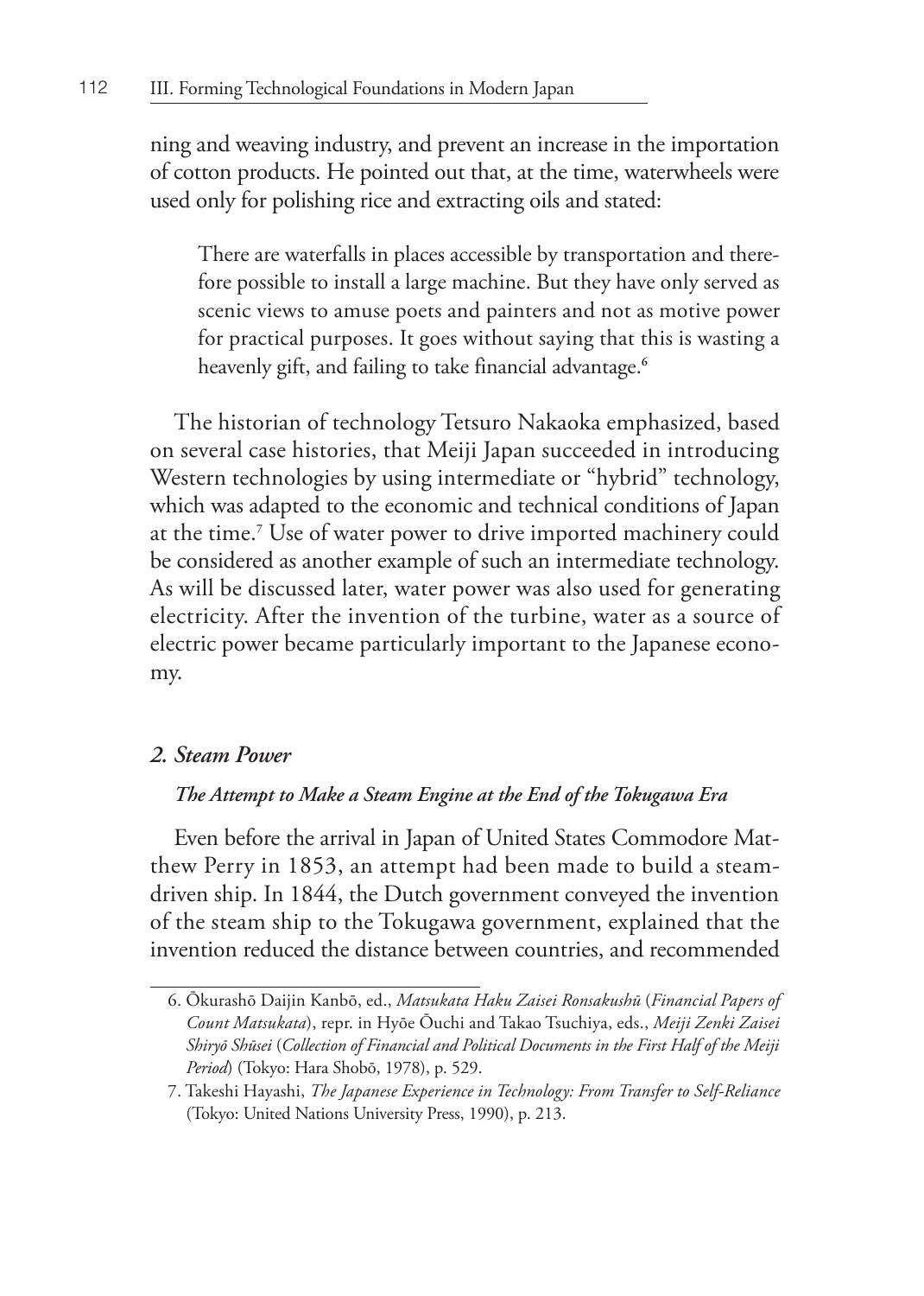ning and weaving industry, and prevent an increase in the importation of cotton products. He pointed out that, at the time, waterwheels were used only for polishing rice and extracting oils and stated:

> There are waterfalls in places accessible by transportation and therefore possible to install a large machine. But they have only served as scenic views to amuse poets and painters and not as motive power for practical purposes. It goes without saying that this is wasting a heavenly gift, and failing to take financial advantage.[6]

The historian of technology Tetsuro Nakaoka emphasized, based on several case histories, that Meiji Japan succeeded in introducing Western technologies by using intermediate or "hybrid" technology, which was adapted to the economic and technical conditions of Japan at the time.[7] Use of water power to drive imported machinery could be considered as another example of such an intermediate technology. As will be discussed later, water power was also used for generating electricity. After the invention of the turbine, water as a source of electric power became particularly important to the Japanese economy.

## *2. Steam Power*

### *The Attempt to Make a Steam Engine at the End of the Tokugawa Era*

Even before the arrival in Japan of United States Commodore Matthew Perry in 1853, an attempt had been made to build a steam-driven ship. In 1844, the Dutch government conveyed the invention of the steam ship to the Tokugawa government, explained that the invention reduced the distance between countries, and recommended

---

6. Ōkurashō Daijin Kanbō, ed., *Matsukata Haku Zaisei Ronsakushū* (*Financial Papers of Count Matsukata*), repr. in Hyōe Ōuchi and Takao Tsuchiya, eds., *Meiji Zenki Zaisei Shiryō Shūsei* (*Collection of Financial and Political Documents in the First Half of the Meiji Period*) (Tokyo: Hara Shobō, 1978), p. 529.

7. Takeshi Hayashi, *The Japanese Experience in Technology: From Transfer to Self-Reliance* (Tokyo: United Nations University Press, 1990), p. 213.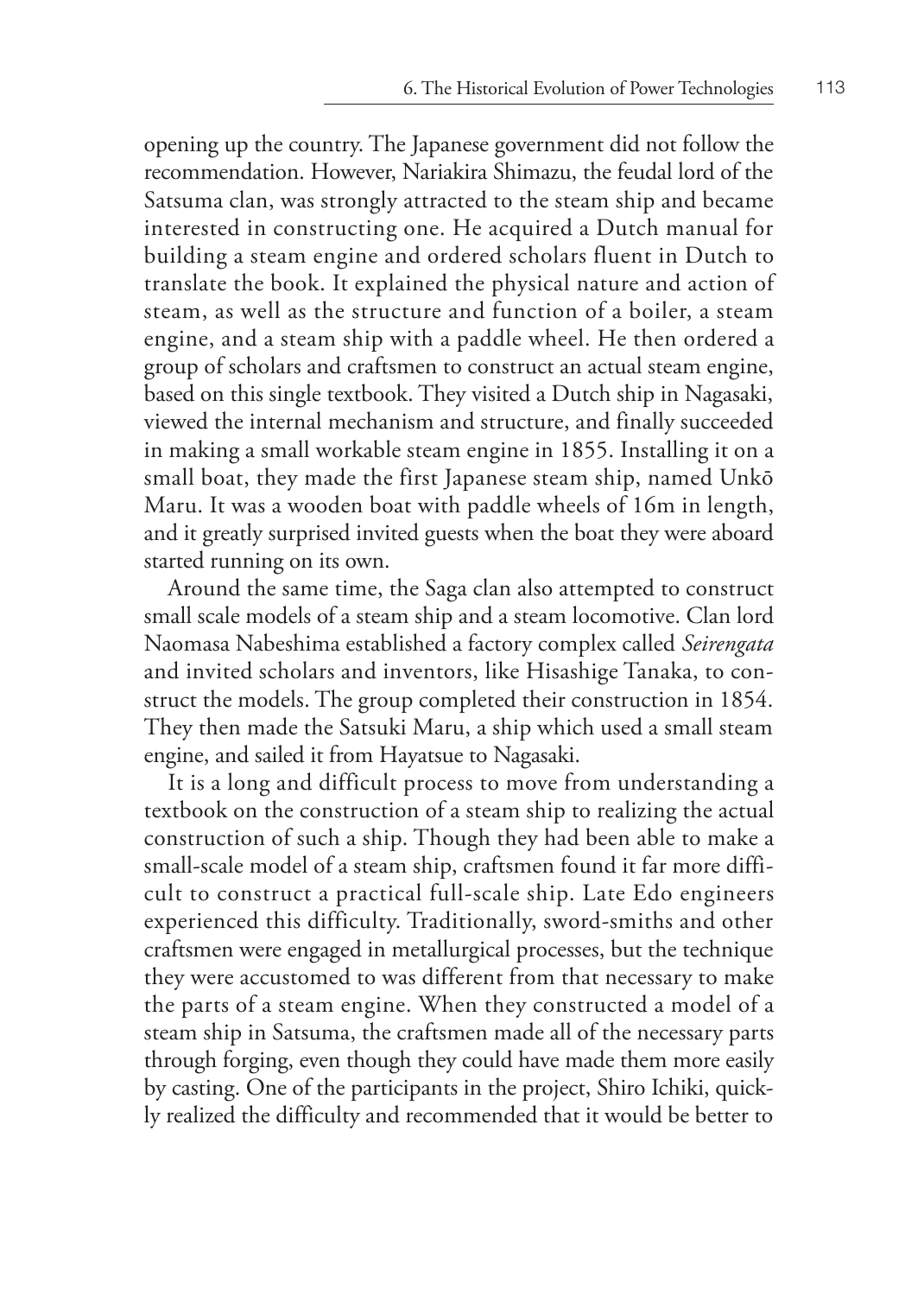opening up the country. The Japanese government did not follow the recommendation. However, Nariakira Shimazu, the feudal lord of the Satsuma clan, was strongly attracted to the steam ship and became interested in constructing one. He acquired a Dutch manual for building a steam engine and ordered scholars fluent in Dutch to translate the book. It explained the physical nature and action of steam, as well as the structure and function of a boiler, a steam engine, and a steam ship with a paddle wheel. He then ordered a group of scholars and craftsmen to construct an actual steam engine, based on this single textbook. They visited a Dutch ship in Nagasaki, viewed the internal mechanism and structure, and finally succeeded in making a small workable steam engine in 1855. Installing it on a small boat, they made the first Japanese steam ship, named Unkō Maru. It was a wooden boat with paddle wheels of 16m in length, and it greatly surprised invited guests when the boat they were aboard started running on its own.

Around the same time, the Saga clan also attempted to construct small scale models of a steam ship and a steam locomotive. Clan lord Naomasa Nabeshima established a factory complex called *Seirengata* and invited scholars and inventors, like Hisashige Tanaka, to construct the models. The group completed their construction in 1854. They then made the Satsuki Maru, a ship which used a small steam engine, and sailed it from Hayatsue to Nagasaki.

It is a long and difficult process to move from understanding a textbook on the construction of a steam ship to realizing the actual construction of such a ship. Though they had been able to make a small-scale model of a steam ship, craftsmen found it far more difficult to construct a practical full-scale ship. Late Edo engineers experienced this difficulty. Traditionally, sword-smiths and other craftsmen were engaged in metallurgical processes, but the technique they were accustomed to was different from that necessary to make the parts of a steam engine. When they constructed a model of a steam ship in Satsuma, the craftsmen made all of the necessary parts through forging, even though they could have made them more easily by casting. One of the participants in the project, Shiro Ichiki, quickly realized the difficulty and recommended that it would be better to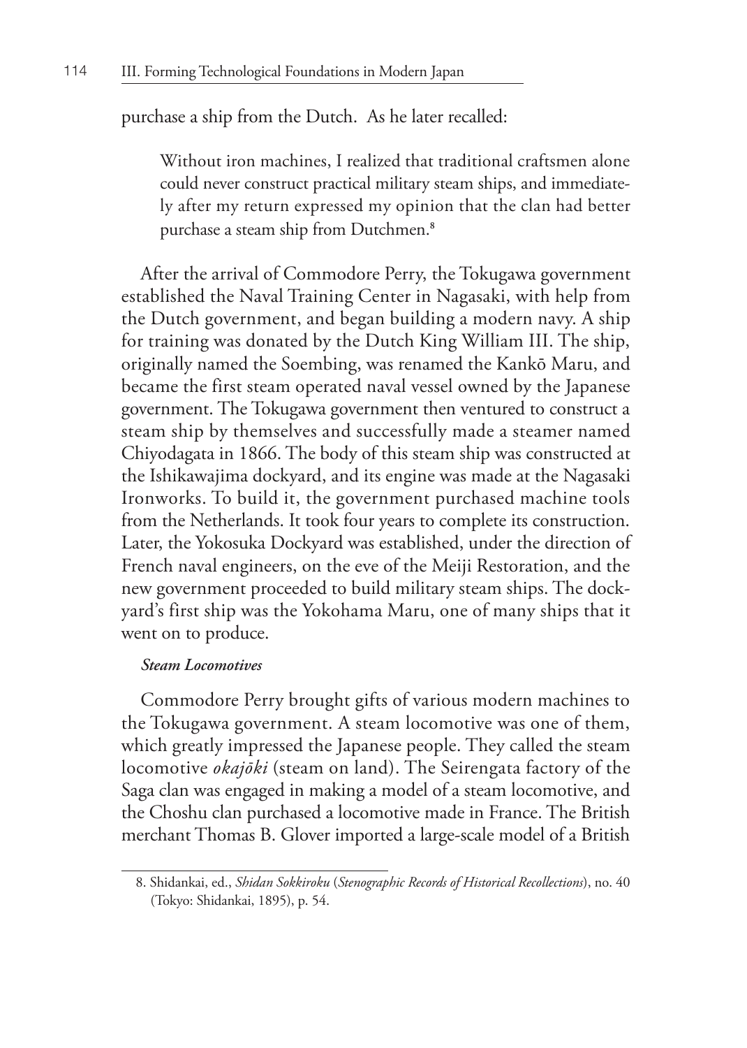purchase a ship from the Dutch. As he later recalled:

> Without iron machines, I realized that traditional craftsmen alone could never construct practical military steam ships, and immediately after my return expressed my opinion that the clan had better purchase a steam ship from Dutchmen.[8]

After the arrival of Commodore Perry, the Tokugawa government established the Naval Training Center in Nagasaki, with help from the Dutch government, and began building a modern navy. A ship for training was donated by the Dutch King William III. The ship, originally named the Soembing, was renamed the Kankō Maru, and became the first steam operated naval vessel owned by the Japanese government. The Tokugawa government then ventured to construct a steam ship by themselves and successfully made a steamer named Chiyodagata in 1866. The body of this steam ship was constructed at the Ishikawajima dockyard, and its engine was made at the Nagasaki Ironworks. To build it, the government purchased machine tools from the Netherlands. It took four years to complete its construction. Later, the Yokosuka Dockyard was established, under the direction of French naval engineers, on the eve of the Meiji Restoration, and the new government proceeded to build military steam ships. The dockyard's first ship was the Yokohama Maru, one of many ships that it went on to produce.

***Steam Locomotives***

Commodore Perry brought gifts of various modern machines to the Tokugawa government. A steam locomotive was one of them, which greatly impressed the Japanese people. They called the steam locomotive *okajōki* (steam on land). The Seirengata factory of the Saga clan was engaged in making a model of a steam locomotive, and the Choshu clan purchased a locomotive made in France. The British merchant Thomas B. Glover imported a large-scale model of a British

---

8. Shidankai, ed., *Shidan Sokkiroku* (*Stenographic Records of Historical Recollections*), no. 40 (Tokyo: Shidankai, 1895), p. 54.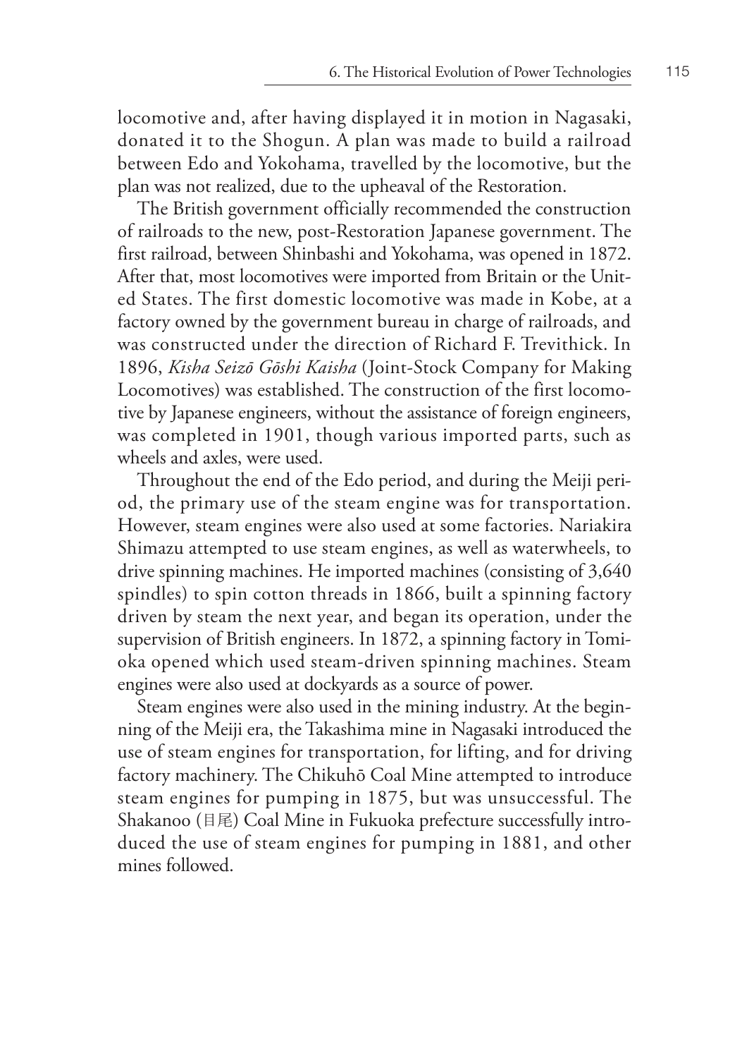locomotive and, after having displayed it in motion in Nagasaki, donated it to the Shogun. A plan was made to build a railroad between Edo and Yokohama, travelled by the locomotive, but the plan was not realized, due to the upheaval of the Restoration.

The British government officially recommended the construction of railroads to the new, post-Restoration Japanese government. The first railroad, between Shinbashi and Yokohama, was opened in 1872. After that, most locomotives were imported from Britain or the United States. The first domestic locomotive was made in Kobe, at a factory owned by the government bureau in charge of railroads, and was constructed under the direction of Richard F. Trevithick. In 1896, *Kisha Seizō Gōshi Kaisha* (Joint-Stock Company for Making Locomotives) was established. The construction of the first locomotive by Japanese engineers, without the assistance of foreign engineers, was completed in 1901, though various imported parts, such as wheels and axles, were used.

Throughout the end of the Edo period, and during the Meiji period, the primary use of the steam engine was for transportation. However, steam engines were also used at some factories. Nariakira Shimazu attempted to use steam engines, as well as waterwheels, to drive spinning machines. He imported machines (consisting of 3,640 spindles) to spin cotton threads in 1866, built a spinning factory driven by steam the next year, and began its operation, under the supervision of British engineers. In 1872, a spinning factory in Tomioka opened which used steam-driven spinning machines. Steam engines were also used at dockyards as a source of power.

Steam engines were also used in the mining industry. At the beginning of the Meiji era, the Takashima mine in Nagasaki introduced the use of steam engines for transportation, for lifting, and for driving factory machinery. The Chikuhō Coal Mine attempted to introduce steam engines for pumping in 1875, but was unsuccessful. The Shakanoo (目尾) Coal Mine in Fukuoka prefecture successfully introduced the use of steam engines for pumping in 1881, and other mines followed.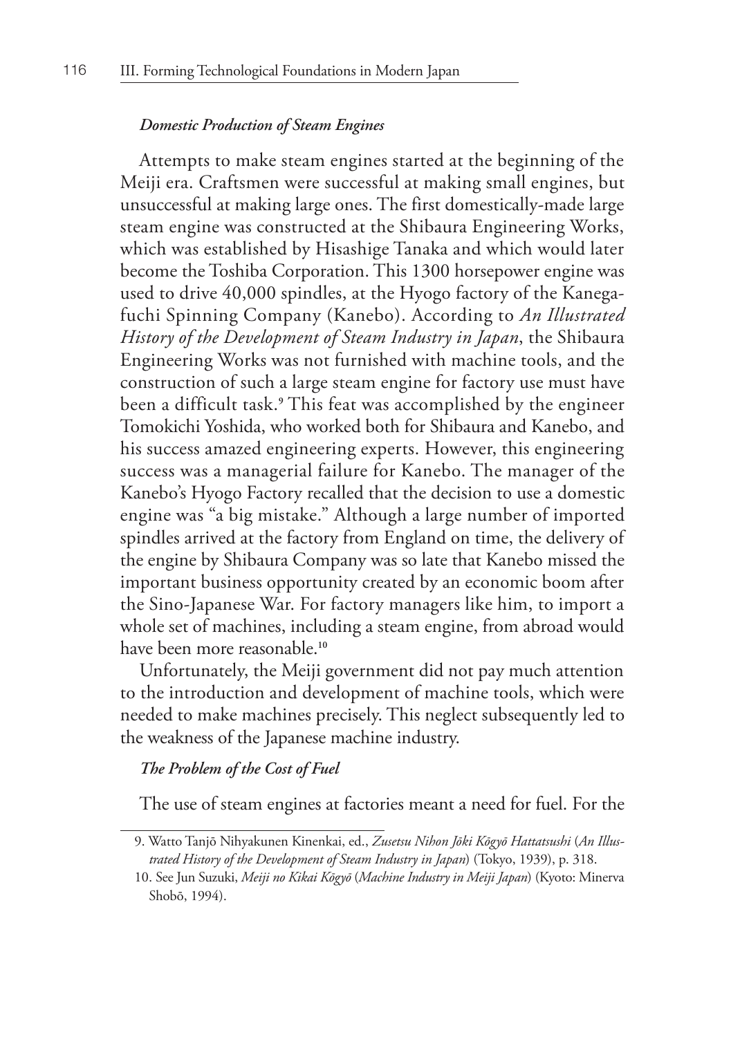### *Domestic Production of Steam Engines*

Attempts to make steam engines started at the beginning of the Meiji era. Craftsmen were successful at making small engines, but unsuccessful at making large ones. The first domestically-made large steam engine was constructed at the Shibaura Engineering Works, which was established by Hisashige Tanaka and which would later become the Toshiba Corporation. This 1300 horsepower engine was used to drive 40,000 spindles, at the Hyogo factory of the Kanegafuchi Spinning Company (Kanebo). According to *An Illustrated History of the Development of Steam Industry in Japan*, the Shibaura Engineering Works was not furnished with machine tools, and the construction of such a large steam engine for factory use must have been a difficult task.[9] This feat was accomplished by the engineer Tomokichi Yoshida, who worked both for Shibaura and Kanebo, and his success amazed engineering experts. However, this engineering success was a managerial failure for Kanebo. The manager of the Kanebo's Hyogo Factory recalled that the decision to use a domestic engine was "a big mistake." Although a large number of imported spindles arrived at the factory from England on time, the delivery of the engine by Shibaura Company was so late that Kanebo missed the important business opportunity created by an economic boom after the Sino-Japanese War. For factory managers like him, to import a whole set of machines, including a steam engine, from abroad would have been more reasonable.[10]

Unfortunately, the Meiji government did not pay much attention to the introduction and development of machine tools, which were needed to make machines precisely. This neglect subsequently led to the weakness of the Japanese machine industry.

### *The Problem of the Cost of Fuel*

The use of steam engines at factories meant a need for fuel. For the

---

9. Watto Tanjō Nihyakunen Kinenkai, ed., *Zusetsu Nihon Jōki Kōgyō Hattatsushi* (*An Illustrated History of the Development of Steam Industry in Japan*) (Tokyo, 1939), p. 318.

10. See Jun Suzuki, *Meiji no Kikai Kōgyō* (*Machine Industry in Meiji Japan*) (Kyoto: Minerva Shobō, 1994).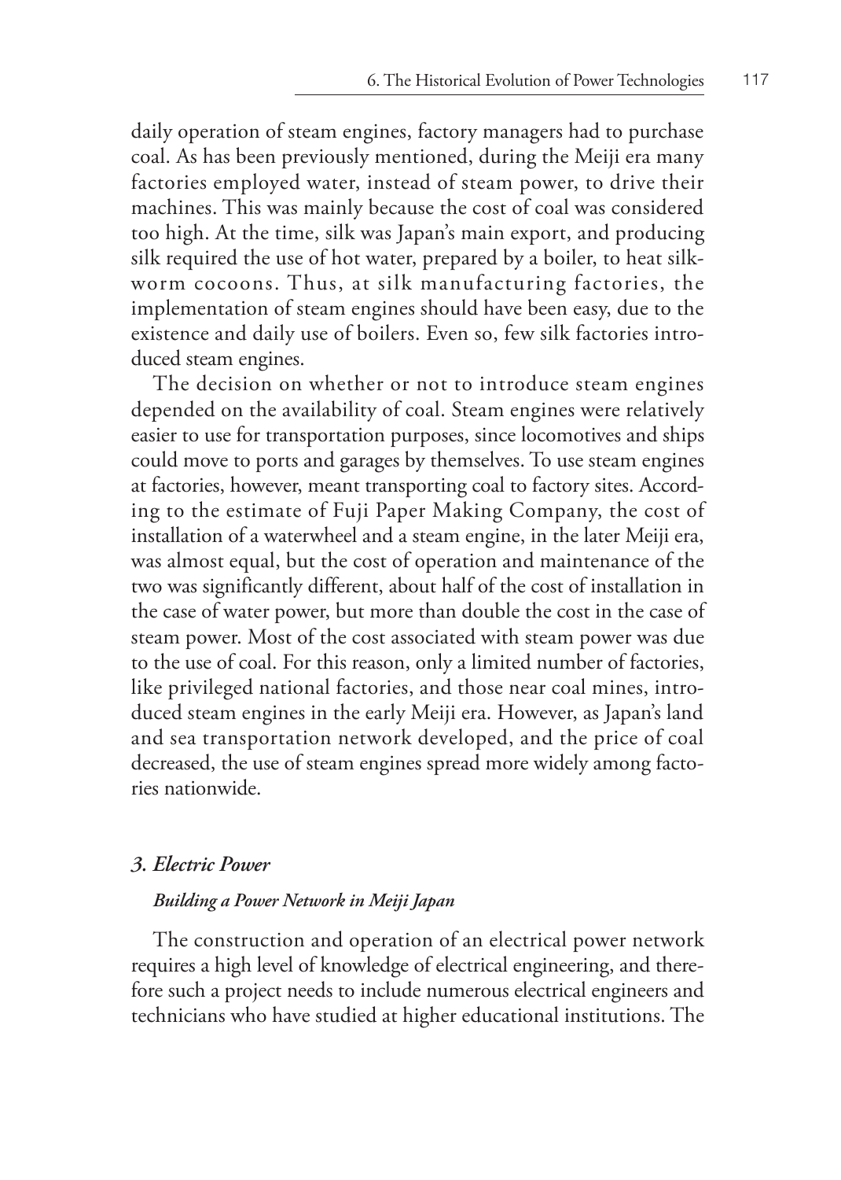daily operation of steam engines, factory managers had to purchase coal. As has been previously mentioned, during the Meiji era many factories employed water, instead of steam power, to drive their machines. This was mainly because the cost of coal was considered too high. At the time, silk was Japan's main export, and producing silk required the use of hot water, prepared by a boiler, to heat silkworm cocoons. Thus, at silk manufacturing factories, the implementation of steam engines should have been easy, due to the existence and daily use of boilers. Even so, few silk factories introduced steam engines.

The decision on whether or not to introduce steam engines depended on the availability of coal. Steam engines were relatively easier to use for transportation purposes, since locomotives and ships could move to ports and garages by themselves. To use steam engines at factories, however, meant transporting coal to factory sites. According to the estimate of Fuji Paper Making Company, the cost of installation of a waterwheel and a steam engine, in the later Meiji era, was almost equal, but the cost of operation and maintenance of the two was significantly different, about half of the cost of installation in the case of water power, but more than double the cost in the case of steam power. Most of the cost associated with steam power was due to the use of coal. For this reason, only a limited number of factories, like privileged national factories, and those near coal mines, introduced steam engines in the early Meiji era. However, as Japan's land and sea transportation network developed, and the price of coal decreased, the use of steam engines spread more widely among factories nationwide.

### *3. Electric Power*

#### *Building a Power Network in Meiji Japan*

The construction and operation of an electrical power network requires a high level of knowledge of electrical engineering, and therefore such a project needs to include numerous electrical engineers and technicians who have studied at higher educational institutions. The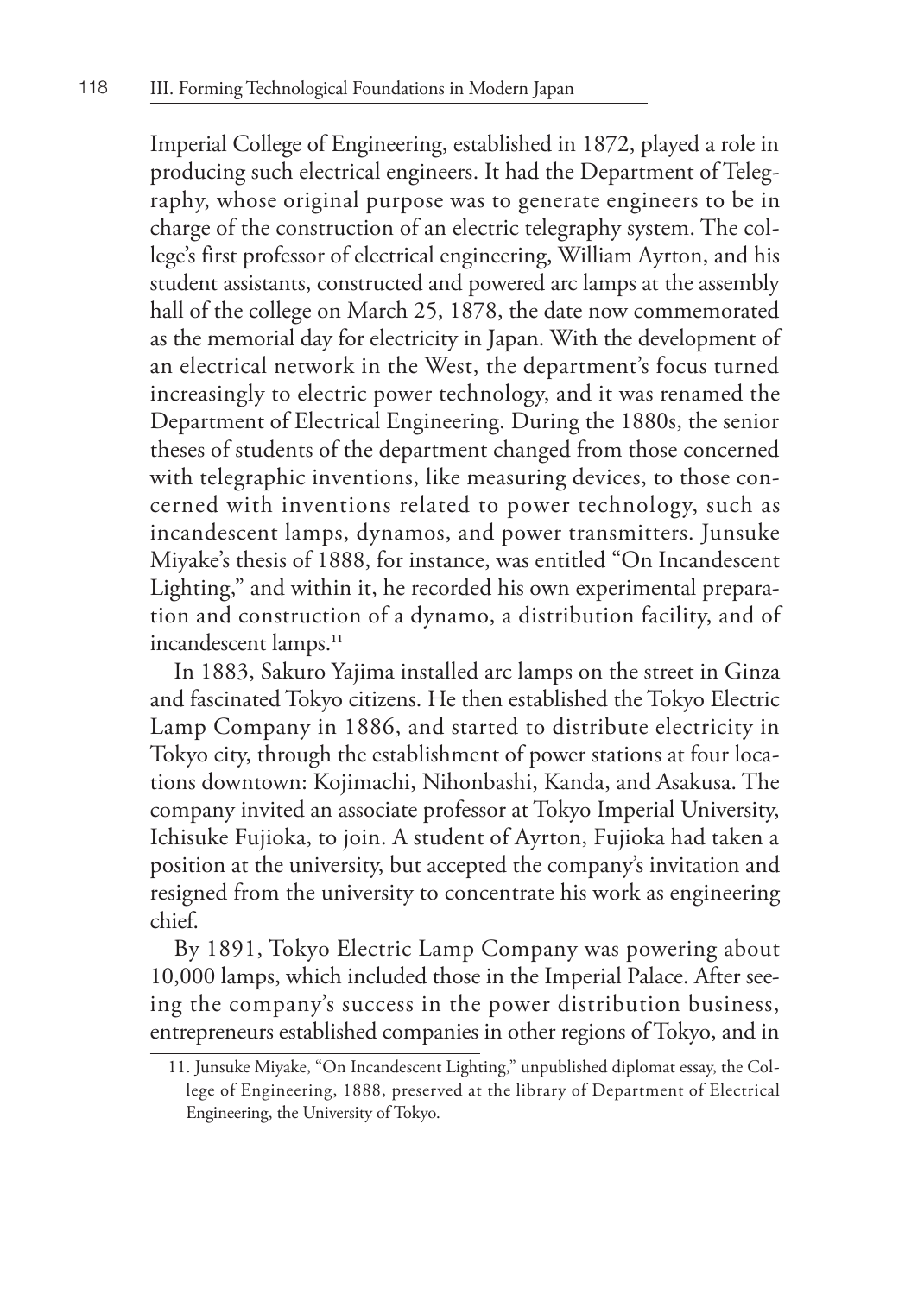Imperial College of Engineering, established in 1872, played a role in producing such electrical engineers. It had the Department of Telegraphy, whose original purpose was to generate engineers to be in charge of the construction of an electric telegraphy system. The college's first professor of electrical engineering, William Ayrton, and his student assistants, constructed and powered arc lamps at the assembly hall of the college on March 25, 1878, the date now commemorated as the memorial day for electricity in Japan. With the development of an electrical network in the West, the department's focus turned increasingly to electric power technology, and it was renamed the Department of Electrical Engineering. During the 1880s, the senior theses of students of the department changed from those concerned with telegraphic inventions, like measuring devices, to those concerned with inventions related to power technology, such as incandescent lamps, dynamos, and power transmitters. Junsuke Miyake's thesis of 1888, for instance, was entitled "On Incandescent Lighting," and within it, he recorded his own experimental preparation and construction of a dynamo, a distribution facility, and of incandescent lamps.[11]

In 1883, Sakuro Yajima installed arc lamps on the street in Ginza and fascinated Tokyo citizens. He then established the Tokyo Electric Lamp Company in 1886, and started to distribute electricity in Tokyo city, through the establishment of power stations at four locations downtown: Kojimachi, Nihonbashi, Kanda, and Asakusa. The company invited an associate professor at Tokyo Imperial University, Ichisuke Fujioka, to join. A student of Ayrton, Fujioka had taken a position at the university, but accepted the company's invitation and resigned from the university to concentrate his work as engineering chief.

By 1891, Tokyo Electric Lamp Company was powering about 10,000 lamps, which included those in the Imperial Palace. After seeing the company's success in the power distribution business, entrepreneurs established companies in other regions of Tokyo, and in

11. Junsuke Miyake, "On Incandescent Lighting," unpublished diplomat essay, the College of Engineering, 1888, preserved at the library of Department of Electrical Engineering, the University of Tokyo.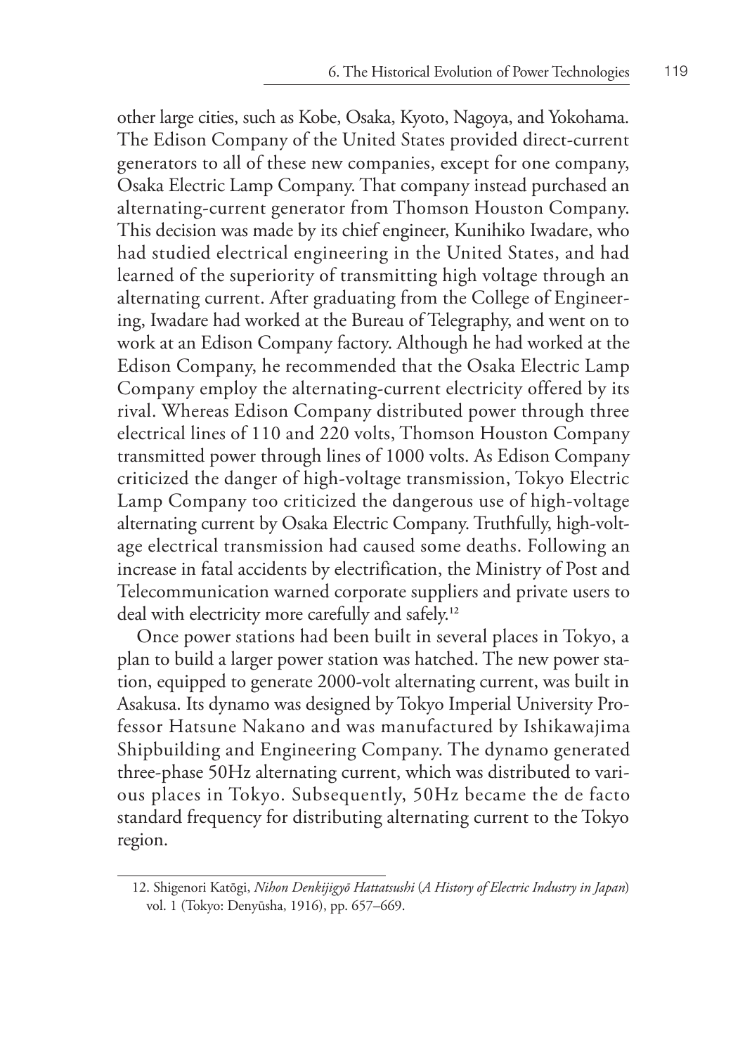other large cities, such as Kobe, Osaka, Kyoto, Nagoya, and Yokohama. The Edison Company of the United States provided direct-current generators to all of these new companies, except for one company, Osaka Electric Lamp Company. That company instead purchased an alternating-current generator from Thomson Houston Company. This decision was made by its chief engineer, Kunihiko Iwadare, who had studied electrical engineering in the United States, and had learned of the superiority of transmitting high voltage through an alternating current. After graduating from the College of Engineering, Iwadare had worked at the Bureau of Telegraphy, and went on to work at an Edison Company factory. Although he had worked at the Edison Company, he recommended that the Osaka Electric Lamp Company employ the alternating-current electricity offered by its rival. Whereas Edison Company distributed power through three electrical lines of 110 and 220 volts, Thomson Houston Company transmitted power through lines of 1000 volts. As Edison Company criticized the danger of high-voltage transmission, Tokyo Electric Lamp Company too criticized the dangerous use of high-voltage alternating current by Osaka Electric Company. Truthfully, high-voltage electrical transmission had caused some deaths. Following an increase in fatal accidents by electrification, the Ministry of Post and Telecommunication warned corporate suppliers and private users to deal with electricity more carefully and safely.[12]

Once power stations had been built in several places in Tokyo, a plan to build a larger power station was hatched. The new power station, equipped to generate 2000-volt alternating current, was built in Asakusa. Its dynamo was designed by Tokyo Imperial University Professor Hatsune Nakano and was manufactured by Ishikawajima Shipbuilding and Engineering Company. The dynamo generated three-phase 50Hz alternating current, which was distributed to various places in Tokyo. Subsequently, 50Hz became the de facto standard frequency for distributing alternating current to the Tokyo region.

12. Shigenori Katōgi, *Nihon Denkijigyō Hattatsushi* (*A History of Electric Industry in Japan*) vol. 1 (Tokyo: Denyūsha, 1916), pp. 657–669.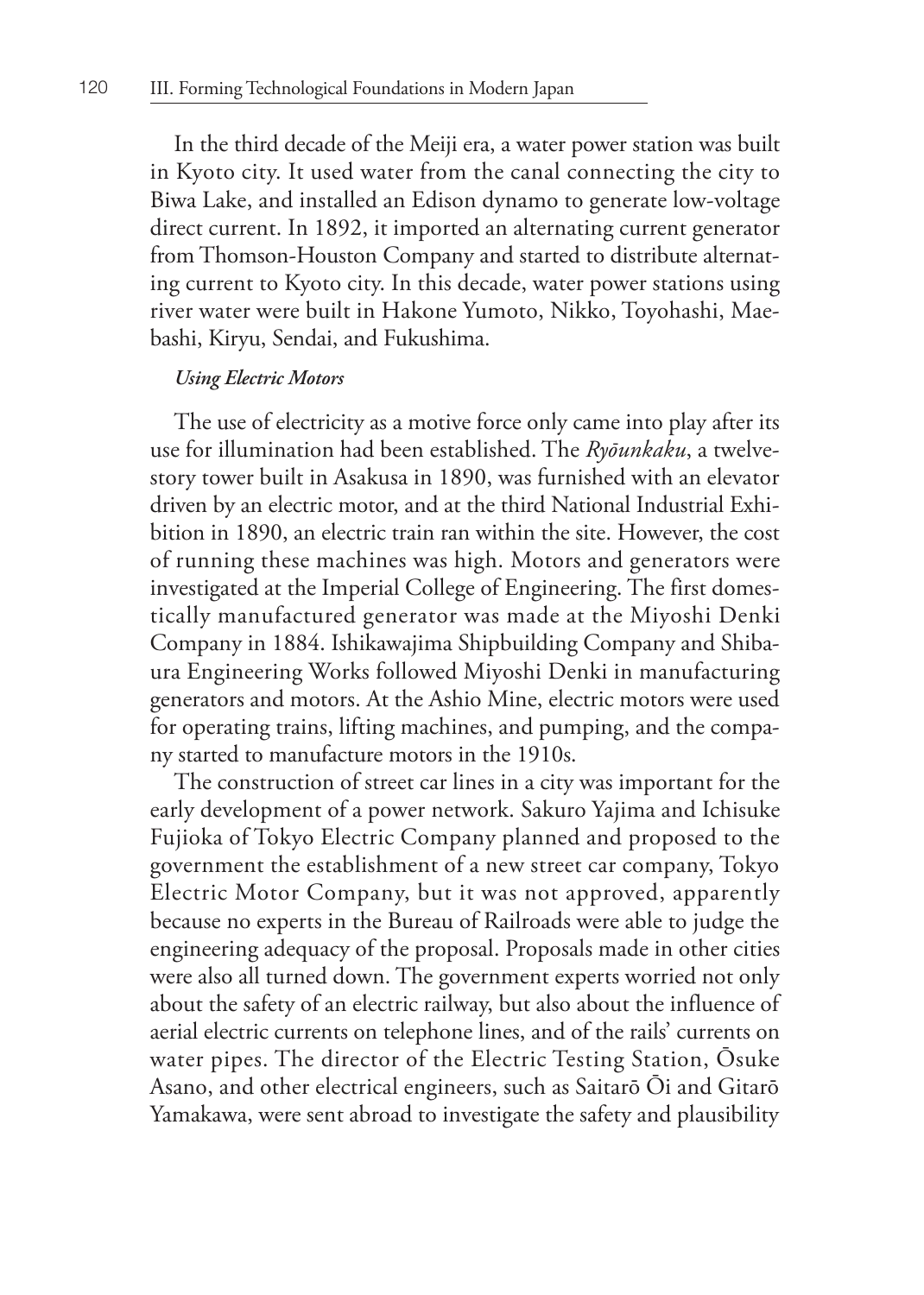In the third decade of the Meiji era, a water power station was built in Kyoto city. It used water from the canal connecting the city to Biwa Lake, and installed an Edison dynamo to generate low-voltage direct current. In 1892, it imported an alternating current generator from Thomson-Houston Company and started to distribute alternating current to Kyoto city. In this decade, water power stations using river water were built in Hakone Yumoto, Nikko, Toyohashi, Maebashi, Kiryu, Sendai, and Fukushima.

#### *Using Electric Motors*

The use of electricity as a motive force only came into play after its use for illumination had been established. The *Ryōunkaku*, a twelve-story tower built in Asakusa in 1890, was furnished with an elevator driven by an electric motor, and at the third National Industrial Exhibition in 1890, an electric train ran within the site. However, the cost of running these machines was high. Motors and generators were investigated at the Imperial College of Engineering. The first domestically manufactured generator was made at the Miyoshi Denki Company in 1884. Ishikawajima Shipbuilding Company and Shibaura Engineering Works followed Miyoshi Denki in manufacturing generators and motors. At the Ashio Mine, electric motors were used for operating trains, lifting machines, and pumping, and the company started to manufacture motors in the 1910s.

The construction of street car lines in a city was important for the early development of a power network. Sakuro Yajima and Ichisuke Fujioka of Tokyo Electric Company planned and proposed to the government the establishment of a new street car company, Tokyo Electric Motor Company, but it was not approved, apparently because no experts in the Bureau of Railroads were able to judge the engineering adequacy of the proposal. Proposals made in other cities were also all turned down. The government experts worried not only about the safety of an electric railway, but also about the influence of aerial electric currents on telephone lines, and of the rails' currents on water pipes. The director of the Electric Testing Station, Ōsuke Asano, and other electrical engineers, such as Saitarō Ōi and Gitarō Yamakawa, were sent abroad to investigate the safety and plausibility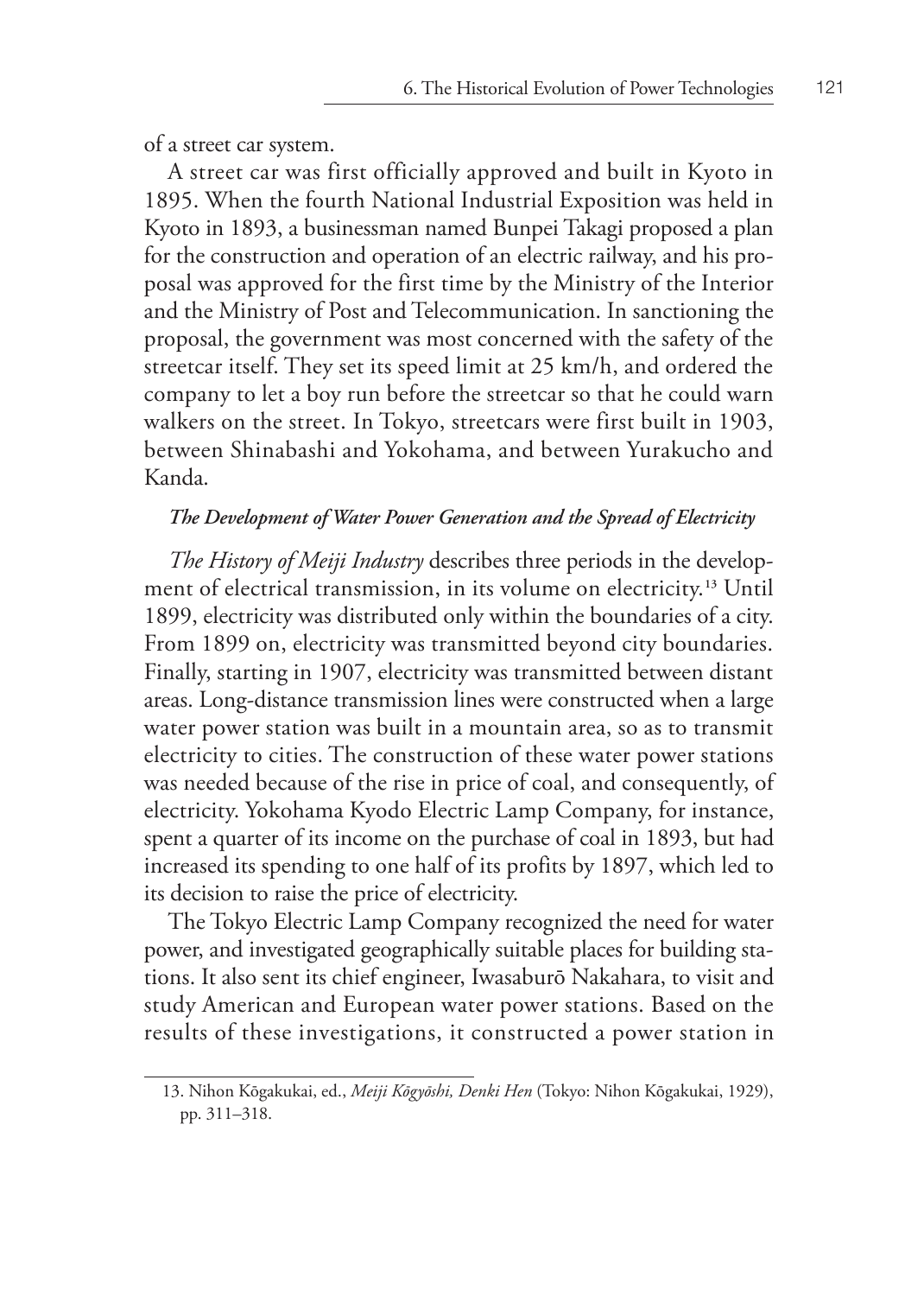of a street car system.

A street car was first officially approved and built in Kyoto in 1895. When the fourth National Industrial Exposition was held in Kyoto in 1893, a businessman named Bunpei Takagi proposed a plan for the construction and operation of an electric railway, and his proposal was approved for the first time by the Ministry of the Interior and the Ministry of Post and Telecommunication. In sanctioning the proposal, the government was most concerned with the safety of the streetcar itself. They set its speed limit at 25 km/h, and ordered the company to let a boy run before the streetcar so that he could warn walkers on the street. In Tokyo, streetcars were first built in 1903, between Shinabashi and Yokohama, and between Yurakucho and Kanda.

### *The Development of Water Power Generation and the Spread of Electricity*

*The History of Meiji Industry* describes three periods in the development of electrical transmission, in its volume on electricity.[13] Until 1899, electricity was distributed only within the boundaries of a city. From 1899 on, electricity was transmitted beyond city boundaries. Finally, starting in 1907, electricity was transmitted between distant areas. Long-distance transmission lines were constructed when a large water power station was built in a mountain area, so as to transmit electricity to cities. The construction of these water power stations was needed because of the rise in price of coal, and consequently, of electricity. Yokohama Kyodo Electric Lamp Company, for instance, spent a quarter of its income on the purchase of coal in 1893, but had increased its spending to one half of its profits by 1897, which led to its decision to raise the price of electricity.

The Tokyo Electric Lamp Company recognized the need for water power, and investigated geographically suitable places for building stations. It also sent its chief engineer, Iwasaburō Nakahara, to visit and study American and European water power stations. Based on the results of these investigations, it constructed a power station in

---

13. Nihon Kōgakukai, ed., *Meiji Kōgyōshi, Denki Hen* (Tokyo: Nihon Kōgakukai, 1929), pp. 311–318.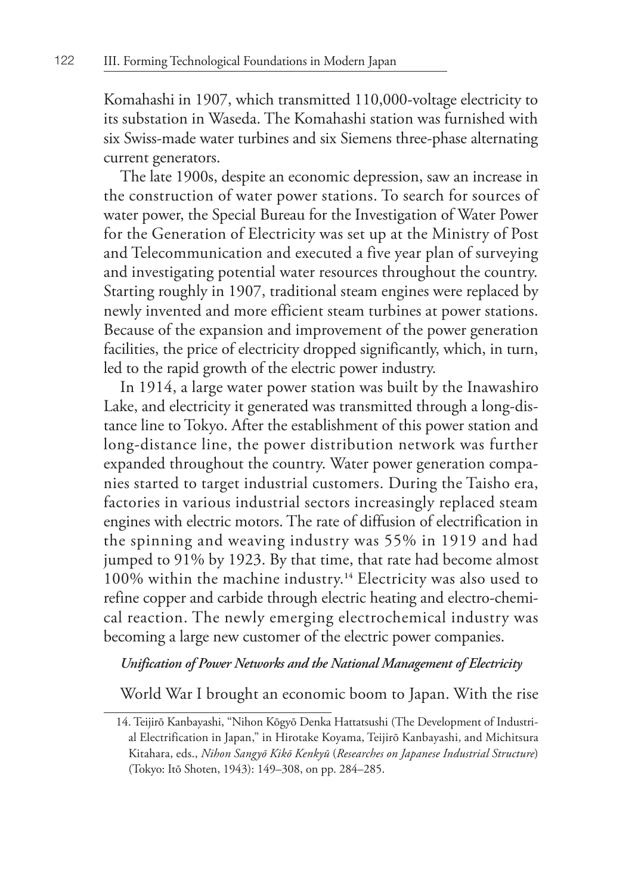Komahashi in 1907, which transmitted 110,000-voltage electricity to its substation in Waseda. The Komahashi station was furnished with six Swiss-made water turbines and six Siemens three-phase alternating current generators.

The late 1900s, despite an economic depression, saw an increase in the construction of water power stations. To search for sources of water power, the Special Bureau for the Investigation of Water Power for the Generation of Electricity was set up at the Ministry of Post and Telecommunication and executed a five year plan of surveying and investigating potential water resources throughout the country. Starting roughly in 1907, traditional steam engines were replaced by newly invented and more efficient steam turbines at power stations. Because of the expansion and improvement of the power generation facilities, the price of electricity dropped significantly, which, in turn, led to the rapid growth of the electric power industry.

In 1914, a large water power station was built by the Inawashiro Lake, and electricity it generated was transmitted through a long-distance line to Tokyo. After the establishment of this power station and long-distance line, the power distribution network was further expanded throughout the country. Water power generation companies started to target industrial customers. During the Taisho era, factories in various industrial sectors increasingly replaced steam engines with electric motors. The rate of diffusion of electrification in the spinning and weaving industry was 55% in 1919 and had jumped to 91% by 1923. By that time, that rate had become almost 100% within the machine industry.[14] Electricity was also used to refine copper and carbide through electric heating and electro-chemical reaction. The newly emerging electrochemical industry was becoming a large new customer of the electric power companies.

#### *Unification of Power Networks and the National Management of Electricity*

World War I brought an economic boom to Japan. With the rise

14. Teijirō Kanbayashi, "Nihon Kōgyō Denka Hattatsushi (The Development of Industrial Electrification in Japan," in Hirotake Koyama, Teijirō Kanbayashi, and Michitsura Kitahara, eds., *Nihon Sangyō Kikō Kenkyū* (*Researches on Japanese Industrial Structure*) (Tokyo: Itō Shoten, 1943): 149–308, on pp. 284–285.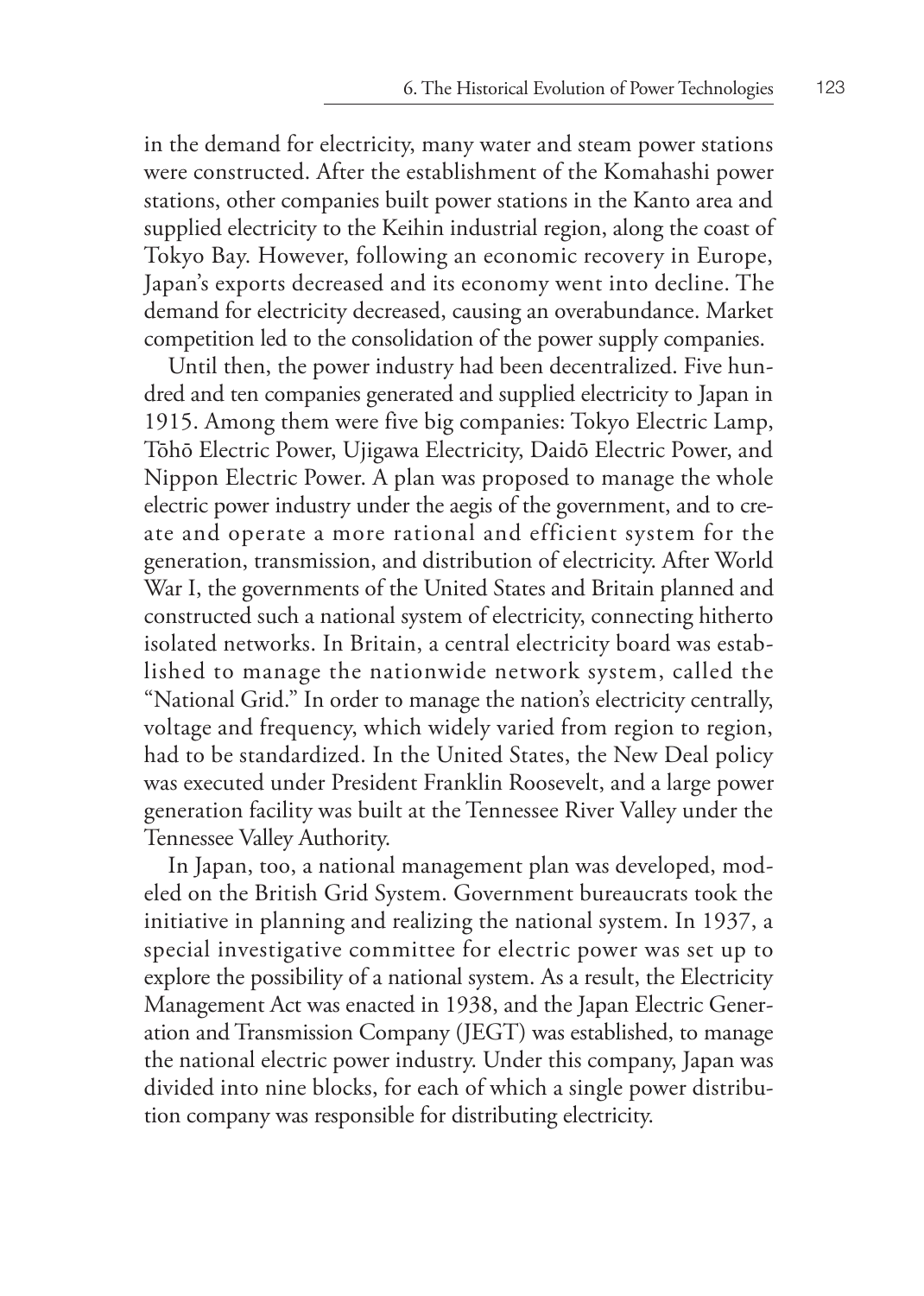in the demand for electricity, many water and steam power stations were constructed. After the establishment of the Komahashi power stations, other companies built power stations in the Kanto area and supplied electricity to the Keihin industrial region, along the coast of Tokyo Bay. However, following an economic recovery in Europe, Japan's exports decreased and its economy went into decline. The demand for electricity decreased, causing an overabundance. Market competition led to the consolidation of the power supply companies.

Until then, the power industry had been decentralized. Five hundred and ten companies generated and supplied electricity to Japan in 1915. Among them were five big companies: Tokyo Electric Lamp, Tōhō Electric Power, Ujigawa Electricity, Daidō Electric Power, and Nippon Electric Power. A plan was proposed to manage the whole electric power industry under the aegis of the government, and to create and operate a more rational and efficient system for the generation, transmission, and distribution of electricity. After World War I, the governments of the United States and Britain planned and constructed such a national system of electricity, connecting hitherto isolated networks. In Britain, a central electricity board was established to manage the nationwide network system, called the "National Grid." In order to manage the nation's electricity centrally, voltage and frequency, which widely varied from region to region, had to be standardized. In the United States, the New Deal policy was executed under President Franklin Roosevelt, and a large power generation facility was built at the Tennessee River Valley under the Tennessee Valley Authority.

In Japan, too, a national management plan was developed, modeled on the British Grid System. Government bureaucrats took the initiative in planning and realizing the national system. In 1937, a special investigative committee for electric power was set up to explore the possibility of a national system. As a result, the Electricity Management Act was enacted in 1938, and the Japan Electric Generation and Transmission Company (JEGT) was established, to manage the national electric power industry. Under this company, Japan was divided into nine blocks, for each of which a single power distribution company was responsible for distributing electricity.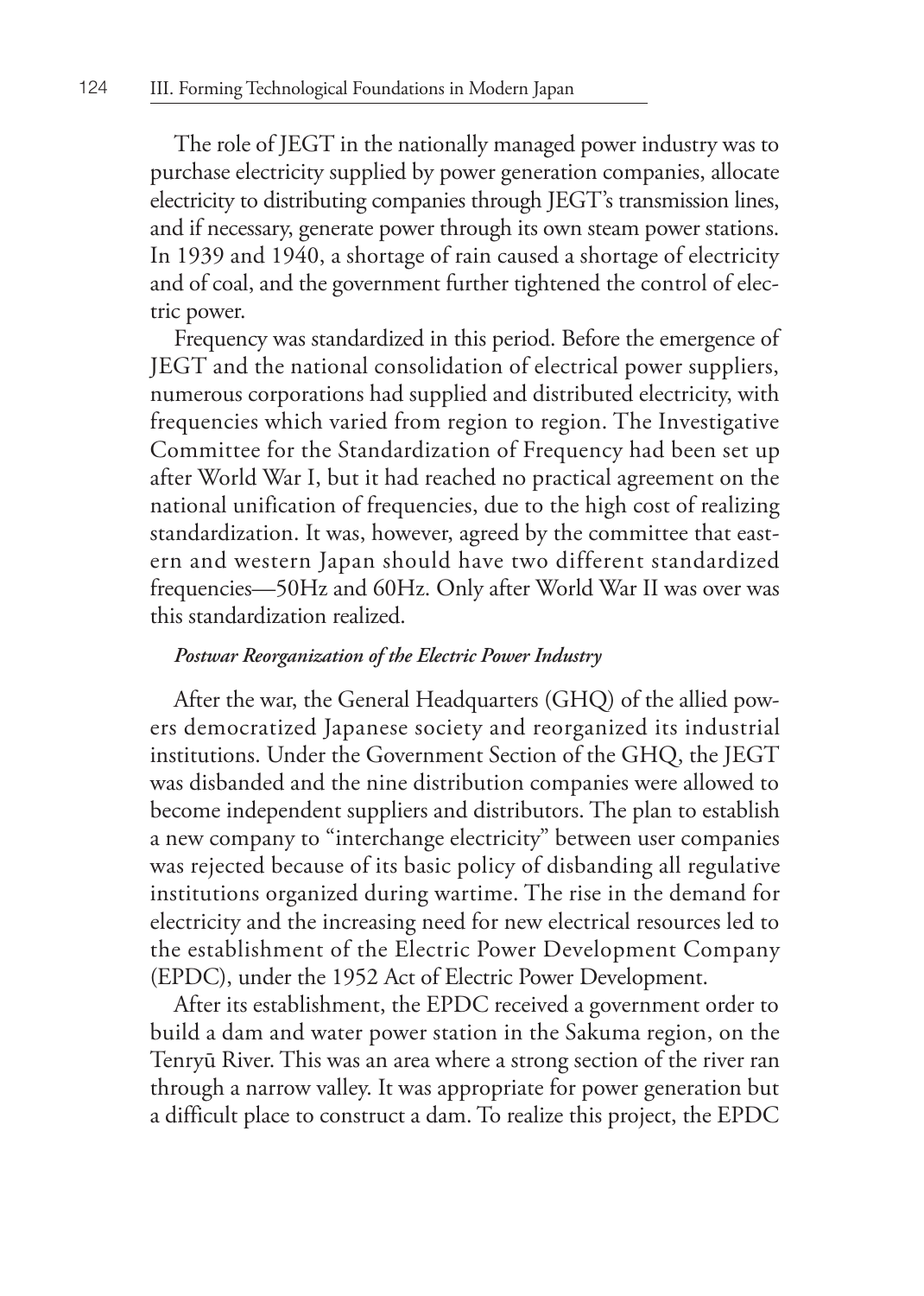The role of JEGT in the nationally managed power industry was to purchase electricity supplied by power generation companies, allocate electricity to distributing companies through JEGT's transmission lines, and if necessary, generate power through its own steam power stations. In 1939 and 1940, a shortage of rain caused a shortage of electricity and of coal, and the government further tightened the control of electric power.

Frequency was standardized in this period. Before the emergence of JEGT and the national consolidation of electrical power suppliers, numerous corporations had supplied and distributed electricity, with frequencies which varied from region to region. The Investigative Committee for the Standardization of Frequency had been set up after World War I, but it had reached no practical agreement on the national unification of frequencies, due to the high cost of realizing standardization. It was, however, agreed by the committee that eastern and western Japan should have two different standardized frequencies—50Hz and 60Hz. Only after World War II was over was this standardization realized.

#### *Postwar Reorganization of the Electric Power Industry*

After the war, the General Headquarters (GHQ) of the allied powers democratized Japanese society and reorganized its industrial institutions. Under the Government Section of the GHQ, the JEGT was disbanded and the nine distribution companies were allowed to become independent suppliers and distributors. The plan to establish a new company to "interchange electricity" between user companies was rejected because of its basic policy of disbanding all regulative institutions organized during wartime. The rise in the demand for electricity and the increasing need for new electrical resources led to the establishment of the Electric Power Development Company (EPDC), under the 1952 Act of Electric Power Development.

After its establishment, the EPDC received a government order to build a dam and water power station in the Sakuma region, on the Tenryū River. This was an area where a strong section of the river ran through a narrow valley. It was appropriate for power generation but a difficult place to construct a dam. To realize this project, the EPDC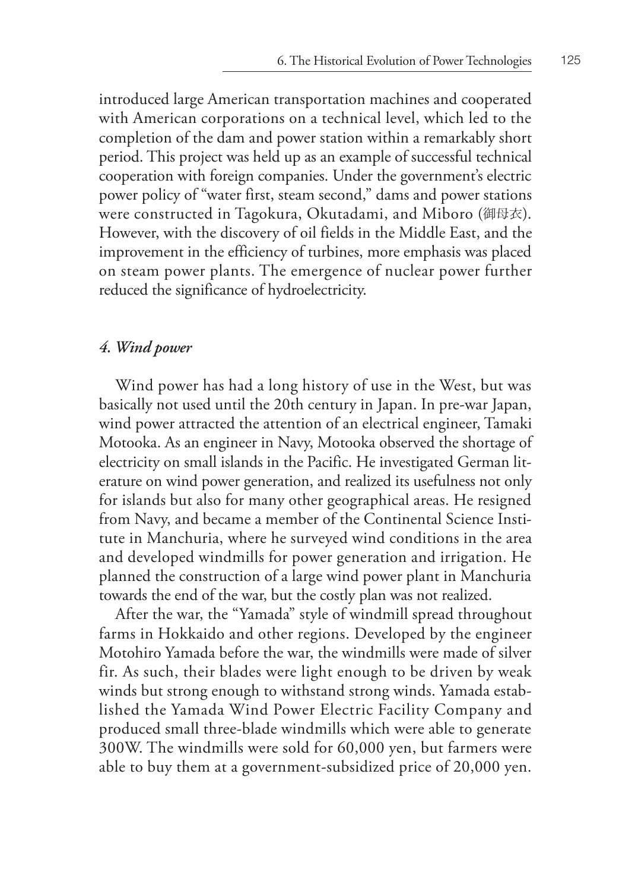introduced large American transportation machines and cooperated with American corporations on a technical level, which led to the completion of the dam and power station within a remarkably short period. This project was held up as an example of successful technical cooperation with foreign companies. Under the government's electric power policy of "water first, steam second," dams and power stations were constructed in Tagokura, Okutadami, and Miboro (御母衣). However, with the discovery of oil fields in the Middle East, and the improvement in the efficiency of turbines, more emphasis was placed on steam power plants. The emergence of nuclear power further reduced the significance of hydroelectricity.

### *4. Wind power*

Wind power has had a long history of use in the West, but was basically not used until the 20th century in Japan. In pre-war Japan, wind power attracted the attention of an electrical engineer, Tamaki Motooka. As an engineer in Navy, Motooka observed the shortage of electricity on small islands in the Pacific. He investigated German literature on wind power generation, and realized its usefulness not only for islands but also for many other geographical areas. He resigned from Navy, and became a member of the Continental Science Institute in Manchuria, where he surveyed wind conditions in the area and developed windmills for power generation and irrigation. He planned the construction of a large wind power plant in Manchuria towards the end of the war, but the costly plan was not realized.

After the war, the "Yamada" style of windmill spread throughout farms in Hokkaido and other regions. Developed by the engineer Motohiro Yamada before the war, the windmills were made of silver fir. As such, their blades were light enough to be driven by weak winds but strong enough to withstand strong winds. Yamada established the Yamada Wind Power Electric Facility Company and produced small three-blade windmills which were able to generate 300W. The windmills were sold for 60,000 yen, but farmers were able to buy them at a government-subsidized price of 20,000 yen.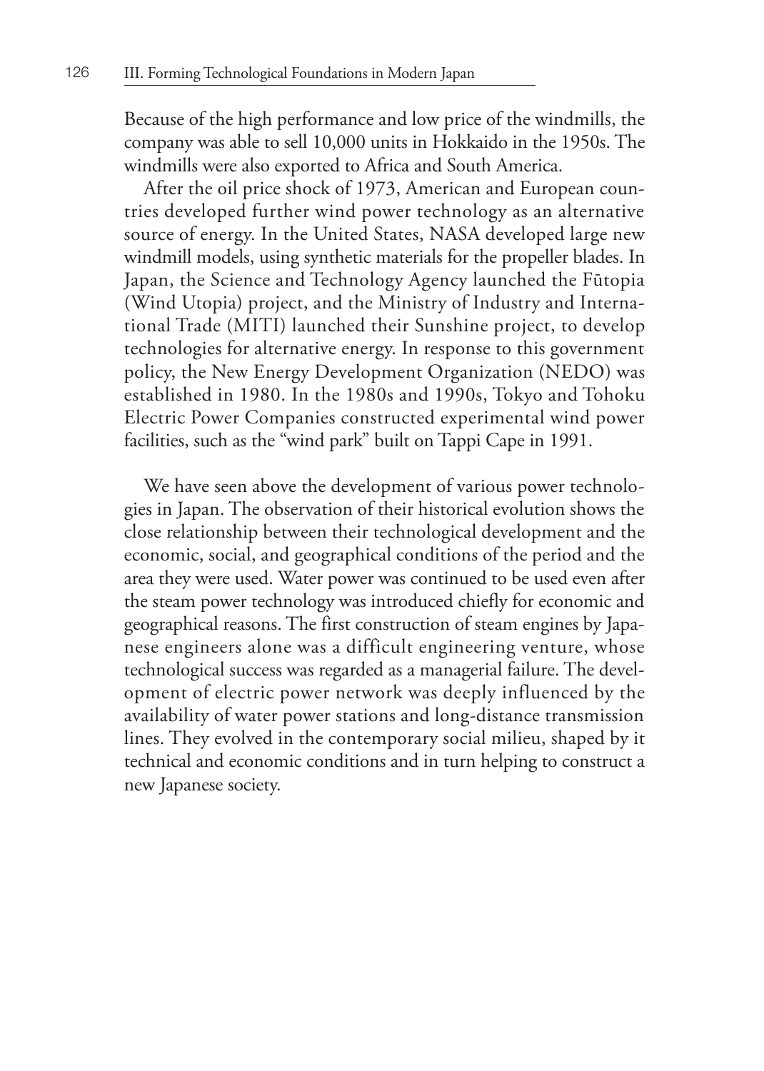Because of the high performance and low price of the windmills, the company was able to sell 10,000 units in Hokkaido in the 1950s. The windmills were also exported to Africa and South America.

After the oil price shock of 1973, American and European countries developed further wind power technology as an alternative source of energy. In the United States, NASA developed large new windmill models, using synthetic materials for the propeller blades. In Japan, the Science and Technology Agency launched the Fūtopia (Wind Utopia) project, and the Ministry of Industry and International Trade (MITI) launched their Sunshine project, to develop technologies for alternative energy. In response to this government policy, the New Energy Development Organization (NEDO) was established in 1980. In the 1980s and 1990s, Tokyo and Tohoku Electric Power Companies constructed experimental wind power facilities, such as the "wind park" built on Tappi Cape in 1991.

We have seen above the development of various power technologies in Japan. The observation of their historical evolution shows the close relationship between their technological development and the economic, social, and geographical conditions of the period and the area they were used. Water power was continued to be used even after the steam power technology was introduced chiefly for economic and geographical reasons. The first construction of steam engines by Japanese engineers alone was a difficult engineering venture, whose technological success was regarded as a managerial failure. The development of electric power network was deeply influenced by the availability of water power stations and long-distance transmission lines. They evolved in the contemporary social milieu, shaped by it technical and economic conditions and in turn helping to construct a new Japanese society.